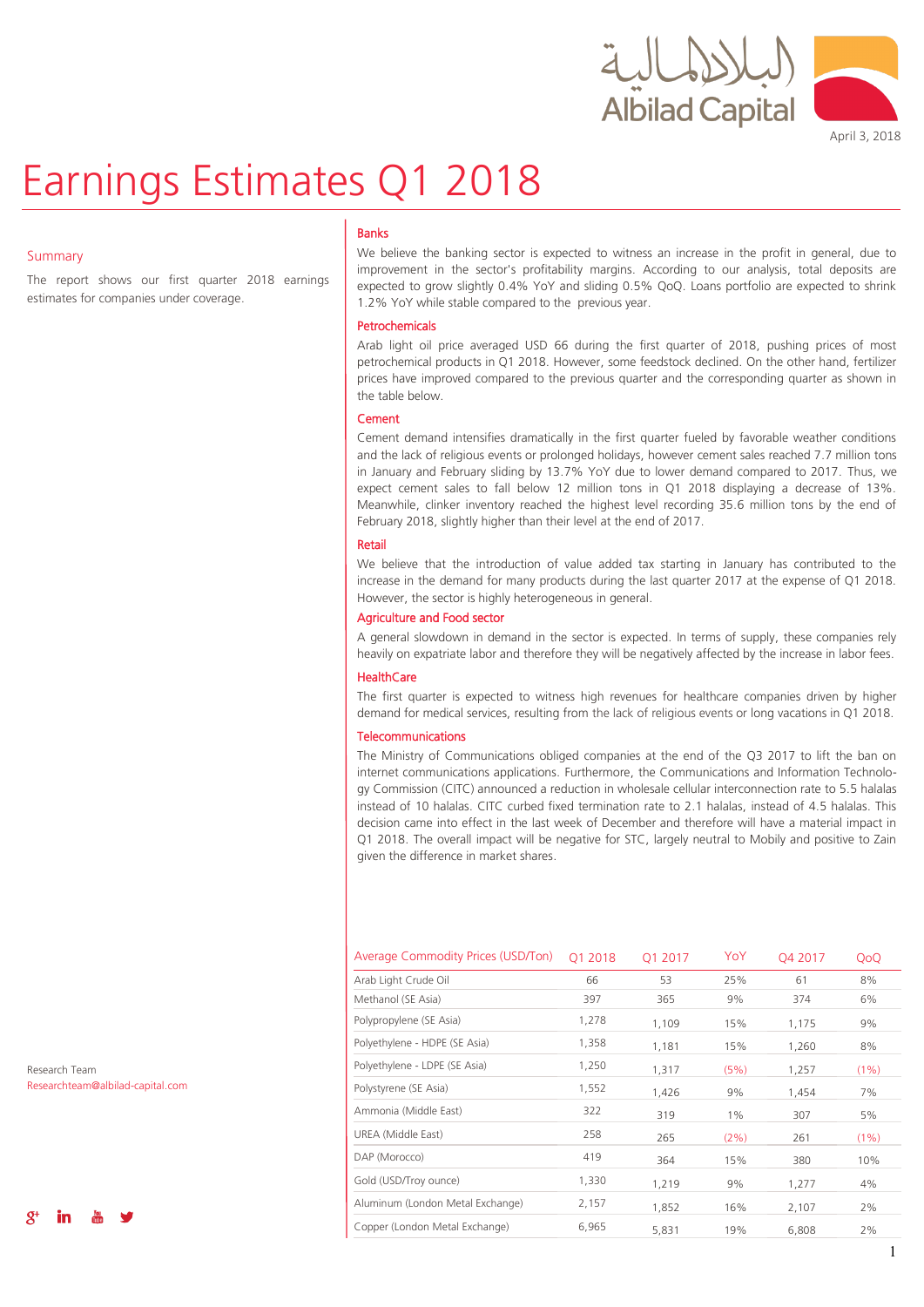April 3, 2018

# Earnings Estimates Q1 2018

## Summary

The report shows our first quarter 2018 earnings estimates for companies under coverage.

### Banks

We believe the banking sector is expected to witness an increase in the profit in general, due to improvement in the sector's profitability margins. According to our analysis, total deposits are expected to grow slightly 0.4% YoY and sliding 0.5% QoQ. Loans portfolio are expected to shrink 1.2% YoY while stable compared to the previous year.

### Petrochemicals

Arab light oil price averaged USD 66 during the first quarter of 2018, pushing prices of most petrochemical products in Q1 2018. However, some feedstock declined. On the other hand, fertilizer prices have improved compared to the previous quarter and the corresponding quarter as shown in the table below.

### Cement

Cement demand intensifies dramatically in the first quarter fueled by favorable weather conditions and the lack of religious events or prolonged holidays, however cement sales reached 7.7 million tons in January and February sliding by 13.7% YoY due to lower demand compared to 2017. Thus, we expect cement sales to fall below 12 million tons in Q1 2018 displaying a decrease of 13%. Meanwhile, clinker inventory reached the highest level recording 35.6 million tons by the end of February 2018, slightly higher than their level at the end of 2017.

### Retail

We believe that the introduction of value added tax starting in January has contributed to the increase in the demand for many products during the last quarter 2017 at the expense of Q1 2018. However, the sector is highly heterogeneous in general.

### Agriculture and Food sector

A general slowdown in demand in the sector is expected. In terms of supply, these companies rely heavily on expatriate labor and therefore they will be negatively affected by the increase in labor fees.

### HealthCare

The first quarter is expected to witness high revenues for healthcare companies driven by higher demand for medical services, resulting from the lack of religious events or long vacations in Q1 2018.

### Telecommunications

The Ministry of Communications obliged companies at the end of the Q3 2017 to lift the ban on internet communications applications. Furthermore, the Communications and Information Technology Commission (CITC) announced a reduction in wholesale cellular interconnection rate to 5.5 halalas instead of 10 halalas. CITC curbed fixed termination rate to 2.1 halalas, instead of 4.5 halalas. This decision came into effect in the last week of December and therefore will have a material impact in Q1 2018. The overall impact will be negative for STC, largely neutral to Mobily and positive to Zain given the difference in market shares.

| Average Commodity Prices (USD/Ton) | Q1 2018 | Q1 2017 | YoY | Q4 2017 | QoQ |
|---|---|---|---|---|---|
| Arab Light Crude Oil | 66 | 53 | 25% | 61 | 8% |
| Methanol (SE Asia) | 397 | 365 | 9% | 374 | 6% |
| Polypropylene (SE Asia) | 1,278 | 1,109 | 15% | 1,175 | 9% |
| Polyethylene - HDPE (SE Asia) | 1,358 | 1,181 | 15% | 1,260 | 8% |
| Polyethylene - LDPE (SE Asia) | 1,250 | 1,317 | (5%) | 1,257 | (1%) |
| Polystyrene (SE Asia) | 1,552 | 1,426 | 9% | 1,454 | 7% |
| Ammonia (Middle East) | 322 | 319 | 1% | 307 | 5% |
| UREA (Middle East) | 258 | 265 | (2%) | 261 | (1%) |
| DAP (Morocco) | 419 | 364 | 15% | 380 | 10% |
| Gold (USD/Troy ounce) | 1,330 | 1,219 | 9% | 1,277 | 4% |
| Aluminum (London Metal Exchange) | 2,157 | 1,852 | 16% | 2,107 | 2% |
| Copper (London Metal Exchange) | 6,965 | 5,831 | 19% | 6,808 | 2% |

Research Team
Researchteam@albilad-capital.com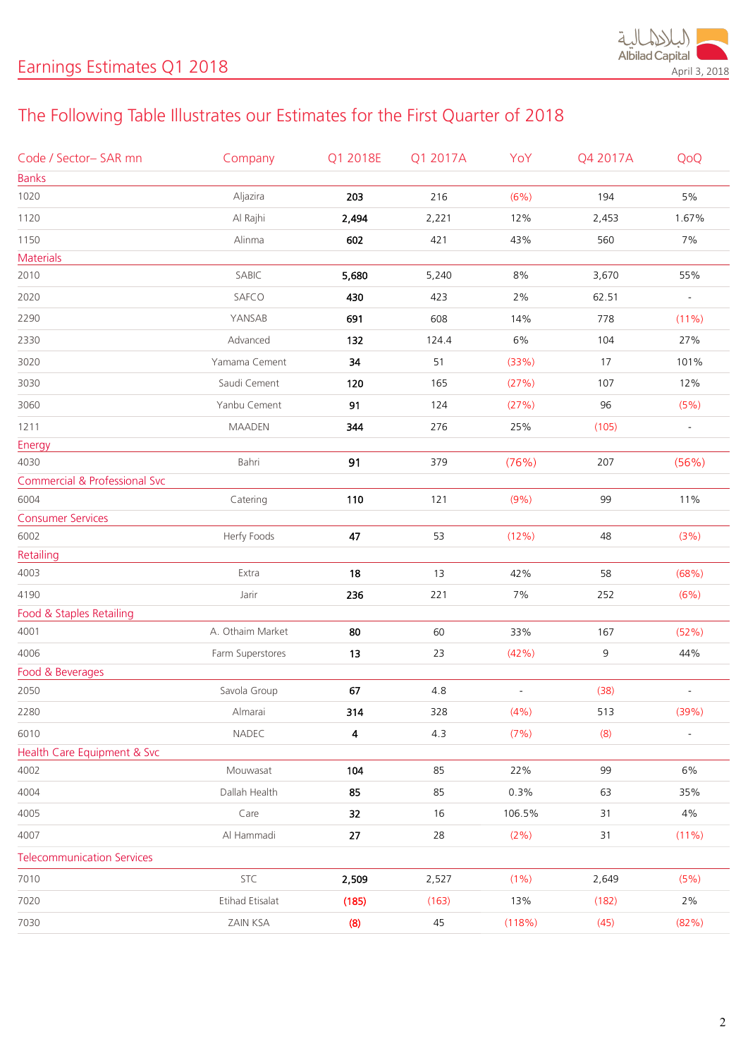# Earnings Estimates Q1 2018

## The Following Table Illustrates our Estimates for the First Quarter of 2018

| Code / Sector– SAR mn | Company | Q1 2018E | Q1 2017A | YoY | Q4 2017A | QoQ |
|---|---|---|---|---|---|---|
| **Banks** | | | | | | |
| 1020 | Aljazira | **203** | 216 | (6%) | 194 | 5% |
| 1120 | Al Rajhi | **2,494** | 2,221 | 12% | 2,453 | 1.67% |
| 1150 | Alinma | **602** | 421 | 43% | 560 | 7% |
| **Materials** | | | | | | |
| 2010 | SABIC | **5,680** | 5,240 | 8% | 3,670 | 55% |
| 2020 | SAFCO | **430** | 423 | 2% | 62.51 | - |
| 2290 | YANSAB | **691** | 608 | 14% | 778 | (11%) |
| 2330 | Advanced | **132** | 124.4 | 6% | 104 | 27% |
| 3020 | Yamama Cement | **34** | 51 | (33%) | 17 | 101% |
| 3030 | Saudi Cement | **120** | 165 | (27%) | 107 | 12% |
| 3060 | Yanbu Cement | **91** | 124 | (27%) | 96 | (5%) |
| 1211 | MAADEN | **344** | 276 | 25% | (105) | - |
| **Energy** | | | | | | |
| 4030 | Bahri | **91** | 379 | (76%) | 207 | (56%) |
| **Commercial & Professional Svc** | | | | | | |
| 6004 | Catering | **110** | 121 | (9%) | 99 | 11% |
| **Consumer Services** | | | | | | |
| 6002 | Herfy Foods | **47** | 53 | (12%) | 48 | (3%) |
| **Retailing** | | | | | | |
| 4003 | Extra | **18** | 13 | 42% | 58 | (68%) |
| 4190 | Jarir | **236** | 221 | 7% | 252 | (6%) |
| **Food & Staples Retailing** | | | | | | |
| 4001 | A. Othaim Market | **80** | 60 | 33% | 167 | (52%) |
| 4006 | Farm Superstores | **13** | 23 | (42%) | 9 | 44% |
| **Food & Beverages** | | | | | | |
| 2050 | Savola Group | **67** | 4.8 | - | (38) | - |
| 2280 | Almarai | **314** | 328 | (4%) | 513 | (39%) |
| 6010 | NADEC | **4** | 4.3 | (7%) | (8) | - |
| **Health Care Equipment & Svc** | | | | | | |
| 4002 | Mouwasat | **104** | 85 | 22% | 99 | 6% |
| 4004 | Dallah Health | **85** | 85 | 0.3% | 63 | 35% |
| 4005 | Care | **32** | 16 | 106.5% | 31 | 4% |
| 4007 | Al Hammadi | **27** | 28 | (2%) | 31 | (11%) |
| **Telecommunication Services** | | | | | | |
| 7010 | STC | **2,509** | 2,527 | (1%) | 2,649 | (5%) |
| 7020 | Etihad Etisalat | **(185)** | (163) | 13% | (182) | 2% |
| 7030 | ZAIN KSA | **(8)** | 45 | (118%) | (45) | (82%) |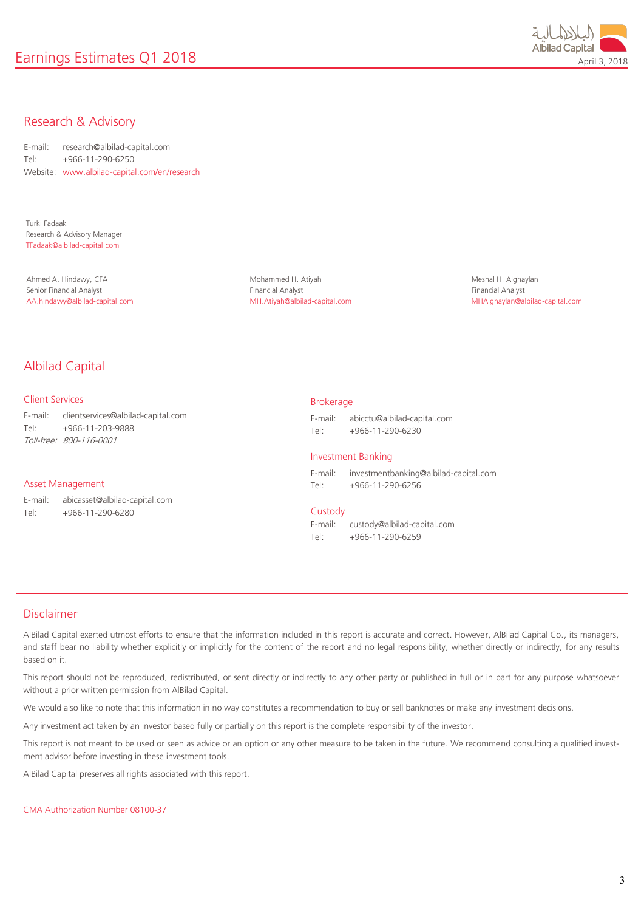## Research & Advisory

E-mail: research@albilad-capital.com
Tel: +966-11-290-6250
Website: [www.albilad-capital.com/en/research](www.albilad-capital.com/en/research)

Turki Fadaak
Research & Advisory Manager
TFadaak@albilad-capital.com

Ahmed A. Hindawy, CFA
Senior Financial Analyst
AA.hindawy@albilad-capital.com

Mohammed H. Atiyah
Financial Analyst
MH.Atiyah@albilad-capital.com

Meshal H. Alghaylan
Financial Analyst
MHAlghaylan@albilad-capital.com

## Albilad Capital

### Client Services

E-mail: clientservices@albilad-capital.com
Tel: +966-11-203-9888
*Toll-free: 800-116-0001*

### Asset Management

E-mail: abicasset@albilad-capital.com
Tel: +966-11-290-6280

### Brokerage

E-mail: abicctu@albilad-capital.com
Tel: +966-11-290-6230

### Investment Banking

E-mail: investmentbanking@albilad-capital.com
Tel: +966-11-290-6256

### Custody

E-mail: custody@albilad-capital.com
Tel: +966-11-290-6259

## Disclaimer

AlBilad Capital exerted utmost efforts to ensure that the information included in this report is accurate and correct. However, AlBilad Capital Co., its managers, and staff bear no liability whether explicitly or implicitly for the content of the report and no legal responsibility, whether directly or indirectly, for any results based on it.

This report should not be reproduced, redistributed, or sent directly or indirectly to any other party or published in full or in part for any purpose whatsoever without a prior written permission from AlBilad Capital.

We would also like to note that this information in no way constitutes a recommendation to buy or sell banknotes or make any investment decisions.

Any investment act taken by an investor based fully or partially on this report is the complete responsibility of the investor.

This report is not meant to be used or seen as advice or an option or any other measure to be taken in the future. We recommend consulting a qualified investment advisor before investing in these investment tools.

AlBilad Capital preserves all rights associated with this report.

CMA Authorization Number 08100-37